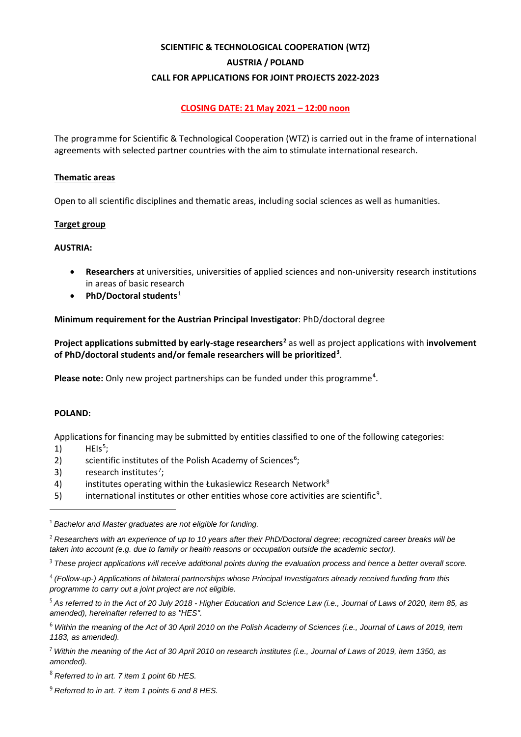**SCIENTIFIC & TECHNOLOGICAL COOPERATION (WTZ)**

**AUSTRIA / POLAND**

**CALL FOR APPLICATIONS FOR JOINT PROJECTS 2022-2023**

**CLOSING DATE: 21 May 2021 – 12:00 noon**

The programme for Scientific & Technological Cooperation (WTZ) is carried out in the frame of international agreements with selected partner countries with the aim to stimulate international research.

## Thematic areas

Open to all scientific disciplines and thematic areas, including social sciences as well as humanities.

## Target group

**AUSTRIA:**

- **Researchers** at universities, universities of applied sciences and non-university research institutions in areas of basic research
- **PhD/Doctoral students**[1]

**Minimum requirement for the Austrian Principal Investigator**: PhD/doctoral degree

**Project applications submitted by early-stage researchers[2]** as well as project applications with **involvement of PhD/doctoral students and/or female researchers will be prioritized[3]**.

**Please note:** Only new project partnerships can be funded under this programme[4].

**POLAND:**

Applications for financing may be submitted by entities classified to one of the following categories:

1) HEIs[5];
2) scientific institutes of the Polish Academy of Sciences[6];
3) research institutes[7];
4) institutes operating within the Łukasiewicz Research Network[8]
5) international institutes or other entities whose core activities are scientific[9].

---

[1] *Bachelor and Master graduates are not eligible for funding.*

[2] *Researchers with an experience of up to 10 years after their PhD/Doctoral degree; recognized career breaks will be taken into account (e.g. due to family or health reasons or occupation outside the academic sector).*

[3] *These project applications will receive additional points during the evaluation process and hence a better overall score.*

[4] *(Follow-up-) Applications of bilateral partnerships whose Principal Investigators already received funding from this programme to carry out a joint project are not eligible.*

[5] *As referred to in the Act of 20 July 2018 - Higher Education and Science Law (i.e., Journal of Laws of 2020, item 85, as amended), hereinafter referred to as "HES".*

[6] *Within the meaning of the Act of 30 April 2010 on the Polish Academy of Sciences (i.e., Journal of Laws of 2019, item 1183, as amended).*

[7] *Within the meaning of the Act of 30 April 2010 on research institutes (i.e., Journal of Laws of 2019, item 1350, as amended).*

[8] *Referred to in art. 7 item 1 point 6b HES.*

[9] *Referred to in art. 7 item 1 points 6 and 8 HES.*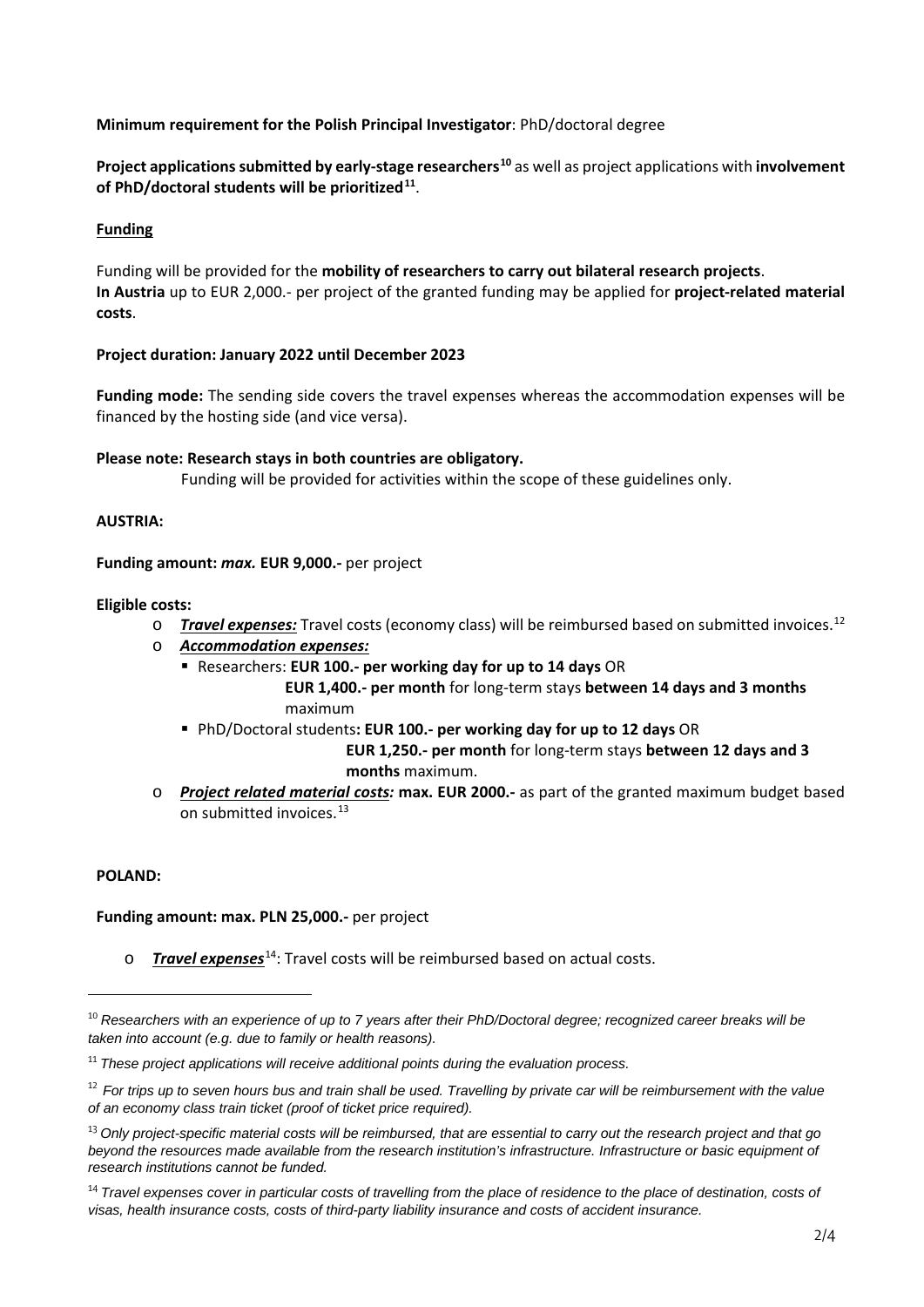**Minimum requirement for the Polish Principal Investigator**: PhD/doctoral degree

**Project applications submitted by early-stage researchers**[10] as well as project applications with **involvement of PhD/doctoral students will be prioritized**[11].

**Funding**

Funding will be provided for the **mobility of researchers to carry out bilateral research projects**.
**In Austria** up to EUR 2,000.- per project of the granted funding may be applied for **project-related material costs**.

**Project duration: January 2022 until December 2023**

**Funding mode:** The sending side covers the travel expenses whereas the accommodation expenses will be financed by the hosting side (and vice versa).

**Please note: Research stays in both countries are obligatory.**
Funding will be provided for activities within the scope of these guidelines only.

**AUSTRIA:**

**Funding amount:** ***max.*** **EUR 9,000.-** per project

**Eligible costs:**

- ***Travel expenses:*** Travel costs (economy class) will be reimbursed based on submitted invoices.[12]
- ***Accommodation expenses:***
  - Researchers: **EUR 100.- per working day for up to 14 days** OR
    **EUR 1,400.- per month** for long-term stays **between 14 days and 3 months** maximum
  - PhD/Doctoral students**: EUR 100.- per working day for up to 12 days** OR
    **EUR 1,250.- per month** for long-term stays **between 12 days and 3 months** maximum.
- ***Project related material costs:*** **max. EUR 2000.-** as part of the granted maximum budget based on submitted invoices.[13]

**POLAND:**

**Funding amount: max. PLN 25,000.-** per project

- ***Travel expenses***[14]: Travel costs will be reimbursed based on actual costs.

---

[10] *Researchers with an experience of up to 7 years after their PhD/Doctoral degree; recognized career breaks will be taken into account (e.g. due to family or health reasons).*

[11] *These project applications will receive additional points during the evaluation process.*

[12] *For trips up to seven hours bus and train shall be used. Travelling by private car will be reimbursement with the value of an economy class train ticket (proof of ticket price required).*

[13] *Only project-specific material costs will be reimbursed, that are essential to carry out the research project and that go beyond the resources made available from the research institution's infrastructure. Infrastructure or basic equipment of research institutions cannot be funded.*

[14] *Travel expenses cover in particular costs of travelling from the place of residence to the place of destination, costs of visas, health insurance costs, costs of third-party liability insurance and costs of accident insurance.*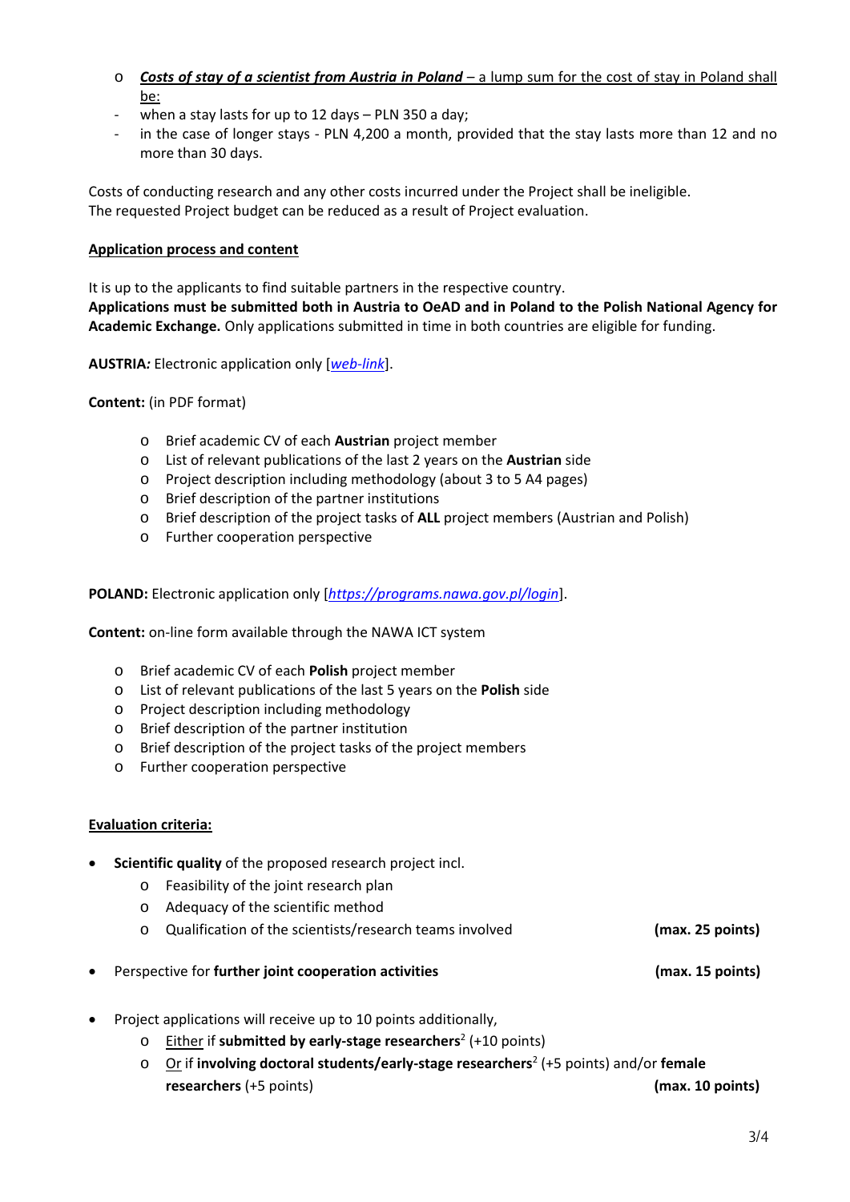- ***Costs of stay of a scientist from Austria in Poland*** – a lump sum for the cost of stay in Poland shall be:
  - when a stay lasts for up to 12 days – PLN 350 a day;
  - in the case of longer stays - PLN 4,200 a month, provided that the stay lasts more than 12 and no more than 30 days.

Costs of conducting research and any other costs incurred under the Project shall be ineligible.
The requested Project budget can be reduced as a result of Project evaluation.

**Application process and content**

It is up to the applicants to find suitable partners in the respective country.
**Applications must be submitted both in Austria to OeAD and in Poland to the Polish National Agency for Academic Exchange.** Only applications submitted in time in both countries are eligible for funding.

**AUSTRIA:** Electronic application only [*web-link*].

**Content:** (in PDF format)

- Brief academic CV of each **Austrian** project member
- List of relevant publications of the last 2 years on the **Austrian** side
- Project description including methodology (about 3 to 5 A4 pages)
- Brief description of the partner institutions
- Brief description of the project tasks of **ALL** project members (Austrian and Polish)
- Further cooperation perspective

**POLAND:** Electronic application only [*https://programs.nawa.gov.pl/login*].

**Content:** on-line form available through the NAWA ICT system

- Brief academic CV of each **Polish** project member
- List of relevant publications of the last 5 years on the **Polish** side
- Project description including methodology
- Brief description of the partner institution
- Brief description of the project tasks of the project members
- Further cooperation perspective

**Evaluation criteria:**

- **Scientific quality** of the proposed research project incl.
  - Feasibility of the joint research plan
  - Adequacy of the scientific method
  - Qualification of the scientists/research teams involved **(max. 25 points)**
- Perspective for **further joint cooperation activities** **(max. 15 points)**
- Project applications will receive up to 10 points additionally,
  - Either if **submitted by early-stage researchers**[2] (+10 points)
  - Or if **involving doctoral students/early-stage researchers**[2] (+5 points) and/or **female researchers** (+5 points) **(max. 10 points)**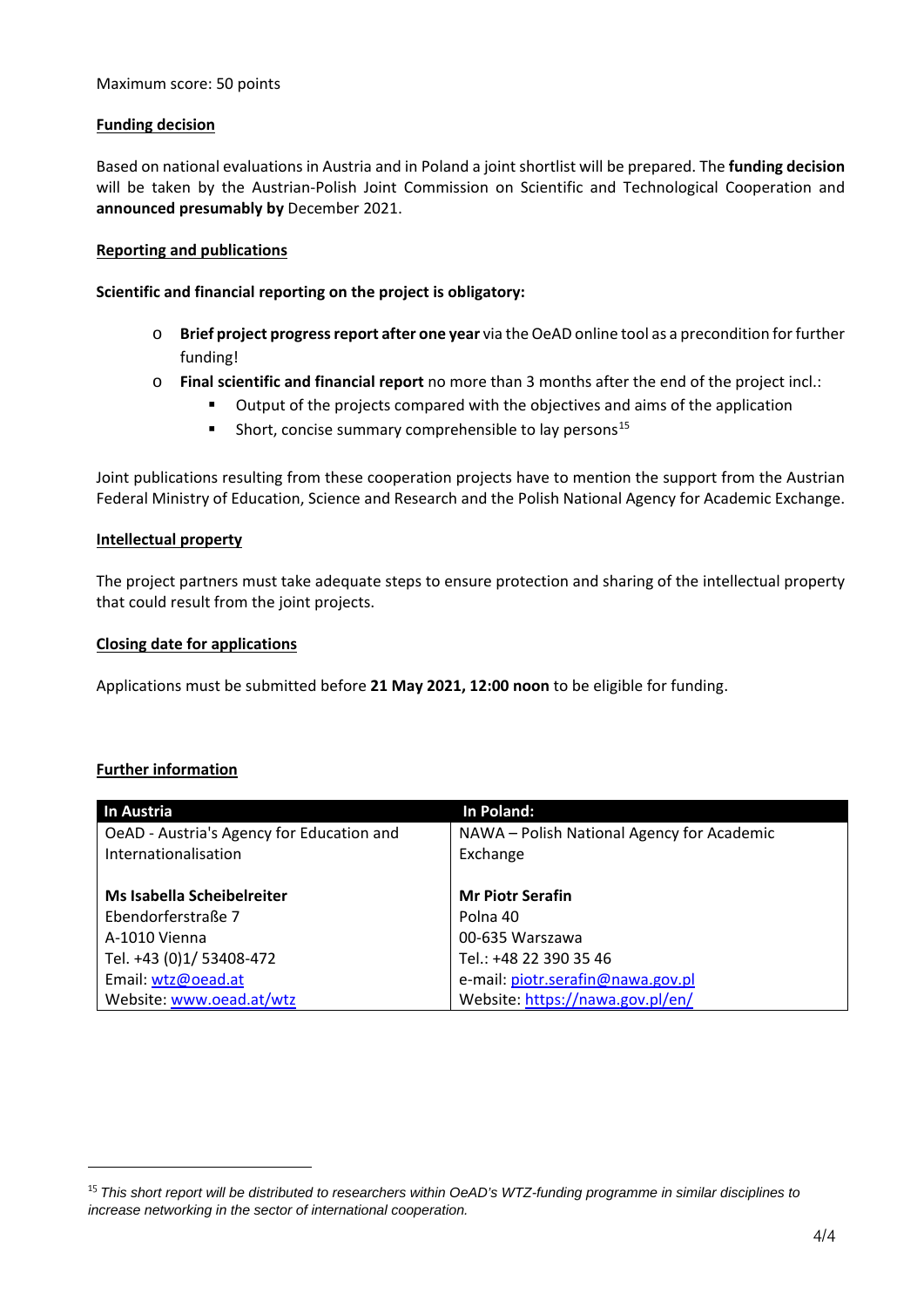Maximum score: 50 points

**Funding decision**

Based on national evaluations in Austria and in Poland a joint shortlist will be prepared. The **funding decision** will be taken by the Austrian-Polish Joint Commission on Scientific and Technological Cooperation and **announced presumably by** December 2021.

**Reporting and publications**

**Scientific and financial reporting on the project is obligatory:**

- **Brief project progress report after one year** via the OeAD online tool as a precondition for further funding!
- **Final scientific and financial report** no more than 3 months after the end of the project incl.:
  - Output of the projects compared with the objectives and aims of the application
  - Short, concise summary comprehensible to lay persons[15]

Joint publications resulting from these cooperation projects have to mention the support from the Austrian Federal Ministry of Education, Science and Research and the Polish National Agency for Academic Exchange.

**Intellectual property**

The project partners must take adequate steps to ensure protection and sharing of the intellectual property that could result from the joint projects.

**Closing date for applications**

Applications must be submitted before **21 May 2021, 12:00 noon** to be eligible for funding.

**Further information**

| In Austria | In Poland: |
|---|---|
| OeAD - Austria's Agency for Education and Internationalisation | NAWA – Polish National Agency for Academic Exchange |
| **Ms Isabella Scheibelreiter**<br>Ebendorferstraße 7<br>A-1010 Vienna<br>Tel. +43 (0)1/ 53408-472<br>Email: wtz@oead.at<br>Website: www.oead.at/wtz | **Mr Piotr Serafin**<br>Polna 40<br>00-635 Warszawa<br>Tel.: +48 22 390 35 46<br>e-mail: piotr.serafin@nawa.gov.pl<br>Website: https://nawa.gov.pl/en/ |

[15] *This short report will be distributed to researchers within OeAD's WTZ-funding programme in similar disciplines to increase networking in the sector of international cooperation.*